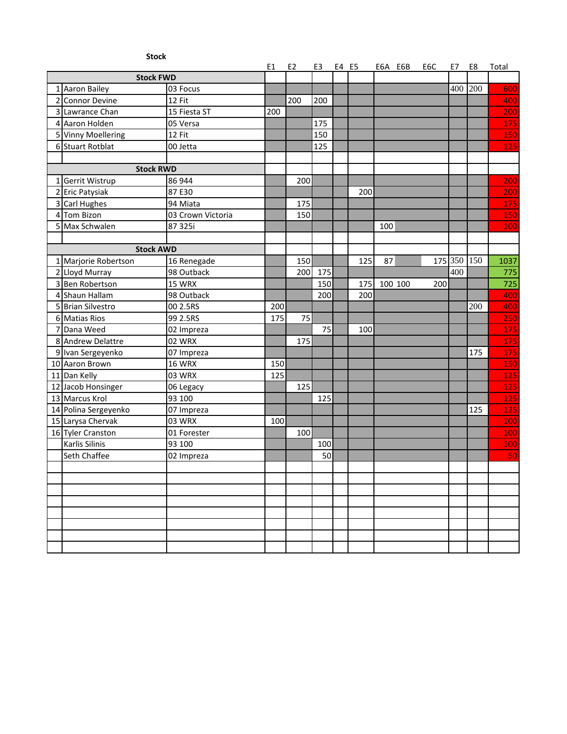**Stock**

| | | | E1 | E2 | E3 | E4 | E5 | E6A | E6B | E6C | E7 | E8 | Total |
|---|---|---|---|---|---|---|---|---|---|---|---|---|---|
| **Stock FWD** | | | | | | | | | | | | | |
| 1 | Aaron Bailey | 03 Focus | | | | | | | | | 400 | 200 | 600 |
| 2 | Connor Devine | 12 Fit | | 200 | 200 | | | | | | | | 400 |
| 3 | Lawrance Chan | 15 Fiesta ST | 200 | | | | | | | | | | 200 |
| 4 | Aaron Holden | 05 Versa | | | 175 | | | | | | | | 175 |
| 5 | Vinny Moellering | 12 Fit | | | 150 | | | | | | | | 150 |
| 6 | Stuart Rotblat | 00 Jetta | | | 125 | | | | | | | | 125 |
| | | | | | | | | | | | | | |
| **Stock RWD** | | | | | | | | | | | | | |
| 1 | Gerrit Wistrup | 86 944 | | 200 | | | | | | | | | 200 |
| 2 | Eric Patysiak | 87 E30 | | | | | 200 | | | | | | 200 |
| 3 | Carl Hughes | 94 Miata | | 175 | | | | | | | | | 175 |
| 4 | Tom Bizon | 03 Crown Victoria | | 150 | | | | | | | | | 150 |
| 5 | Max Schwalen | 87 325i | | | | | | 100 | | | | | 100 |
| | | | | | | | | | | | | | |
| **Stock AWD** | | | | | | | | | | | | | |
| 1 | Marjorie Robertson | 16 Renegade | | 150 | | | 125 | 87 | | 175 | 350 | 150 | 1037 |
| 2 | Lloyd Murray | 98 Outback | | 200 | 175 | | | | | | 400 | | 775 |
| 3 | Ben Robertson | 15 WRX | | | 150 | | 175 | 100 | 100 | 200 | | | 725 |
| 4 | Shaun Hallam | 98 Outback | | | 200 | | 200 | | | | | | 400 |
| 5 | Brian Silvestro | 00 2.5RS | 200 | | | | | | | | | 200 | 400 |
| 6 | Matias Rios | 99 2.5RS | 175 | 75 | | | | | | | | | 250 |
| 7 | Dana Weed | 02 Impreza | | | 75 | | 100 | | | | | | 175 |
| 8 | Andrew Delattre | 02 WRX | | 175 | | | | | | | | | 175 |
| 9 | Ivan Sergeyenko | 07 Impreza | | | | | | | | | | 175 | 175 |
| 10 | Aaron Brown | 16 WRX | 150 | | | | | | | | | | 150 |
| 11 | Dan Kelly | 03 WRX | 125 | | | | | | | | | | 125 |
| 12 | Jacob Honsinger | 06 Legacy | | 125 | | | | | | | | | 125 |
| 13 | Marcus Krol | 93 100 | | | 125 | | | | | | | | 125 |
| 14 | Polina Sergeyenko | 07 Impreza | | | | | | | | | | 125 | 125 |
| 15 | Larysa Chervak | 03 WRX | 100 | | | | | | | | | | 100 |
| 16 | Tyler Cranston | 01 Forester | | 100 | | | | | | | | | 100 |
| | Karlis Silinis | 93 100 | | | 100 | | | | | | | | 100 |
| | Seth Chaffee | 02 Impreza | | | 50 | | | | | | | | 50 |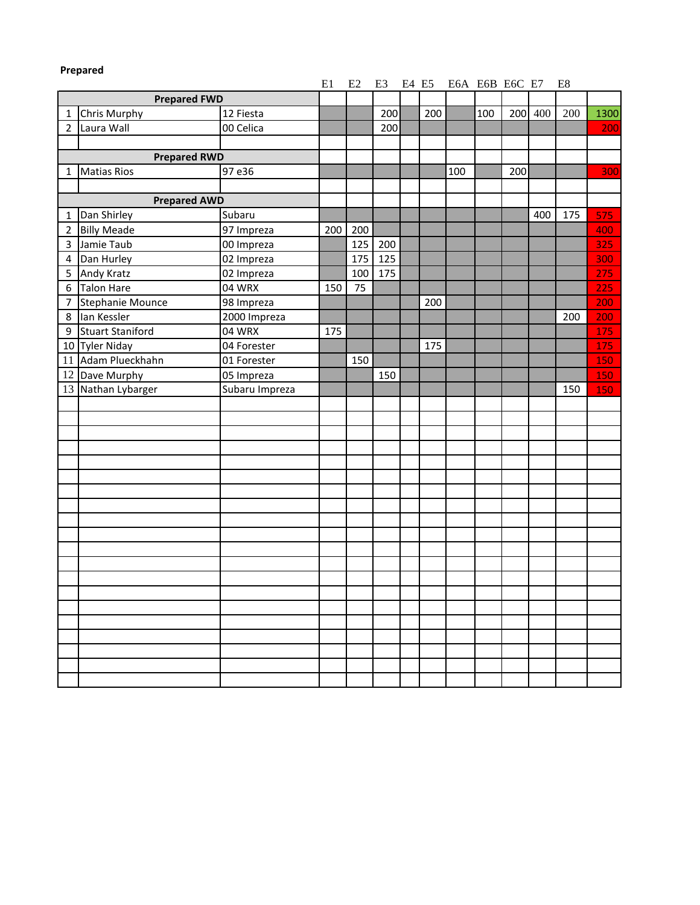**Prepared**

| | | | E1 | E2 | E3 | E4 | E5 | E6A | E6B | E6C | E7 | E8 | |
|---|---|---|---|---|---|---|---|---|---|---|---|---|---|
| **Prepared FWD** | | | | | | | | | | | | | |
| 1 | Chris Murphy | 12 Fiesta | | | 200 | | 200 | | 100 | 200 | 400 | 200 | 1300 |
| 2 | Laura Wall | 00 Celica | | | 200 | | | | | | | | 200 |
| | | | | | | | | | | | | | |
| **Prepared RWD** | | | | | | | | | | | | | |
| 1 | Matias Rios | 97 e36 | | | | | | 100 | | 200 | | | 300 |
| | | | | | | | | | | | | | |
| **Prepared AWD** | | | | | | | | | | | | | |
| 1 | Dan Shirley | Subaru | | | | | | | | | 400 | 175 | 575 |
| 2 | Billy Meade | 97 Impreza | 200 | 200 | | | | | | | | | 400 |
| 3 | Jamie Taub | 00 Impreza | | 125 | 200 | | | | | | | | 325 |
| 4 | Dan Hurley | 02 Impreza | | 175 | 125 | | | | | | | | 300 |
| 5 | Andy Kratz | 02 Impreza | | 100 | 175 | | | | | | | | 275 |
| 6 | Talon Hare | 04 WRX | 150 | 75 | | | | | | | | | 225 |
| 7 | Stephanie Mounce | 98 Impreza | | | | | 200 | | | | | | 200 |
| 8 | Ian Kessler | 2000 Impreza | | | | | | | | | | 200 | 200 |
| 9 | Stuart Staniford | 04 WRX | 175 | | | | | | | | | | 175 |
| 10 | Tyler Niday | 04 Forester | | | | | 175 | | | | | | 175 |
| 11 | Adam Plueckhahn | 01 Forester | | 150 | | | | | | | | | 150 |
| 12 | Dave Murphy | 05 Impreza | | | 150 | | | | | | | | 150 |
| 13 | Nathan Lybarger | Subaru Impreza | | | | | | | | | | 150 | 150 |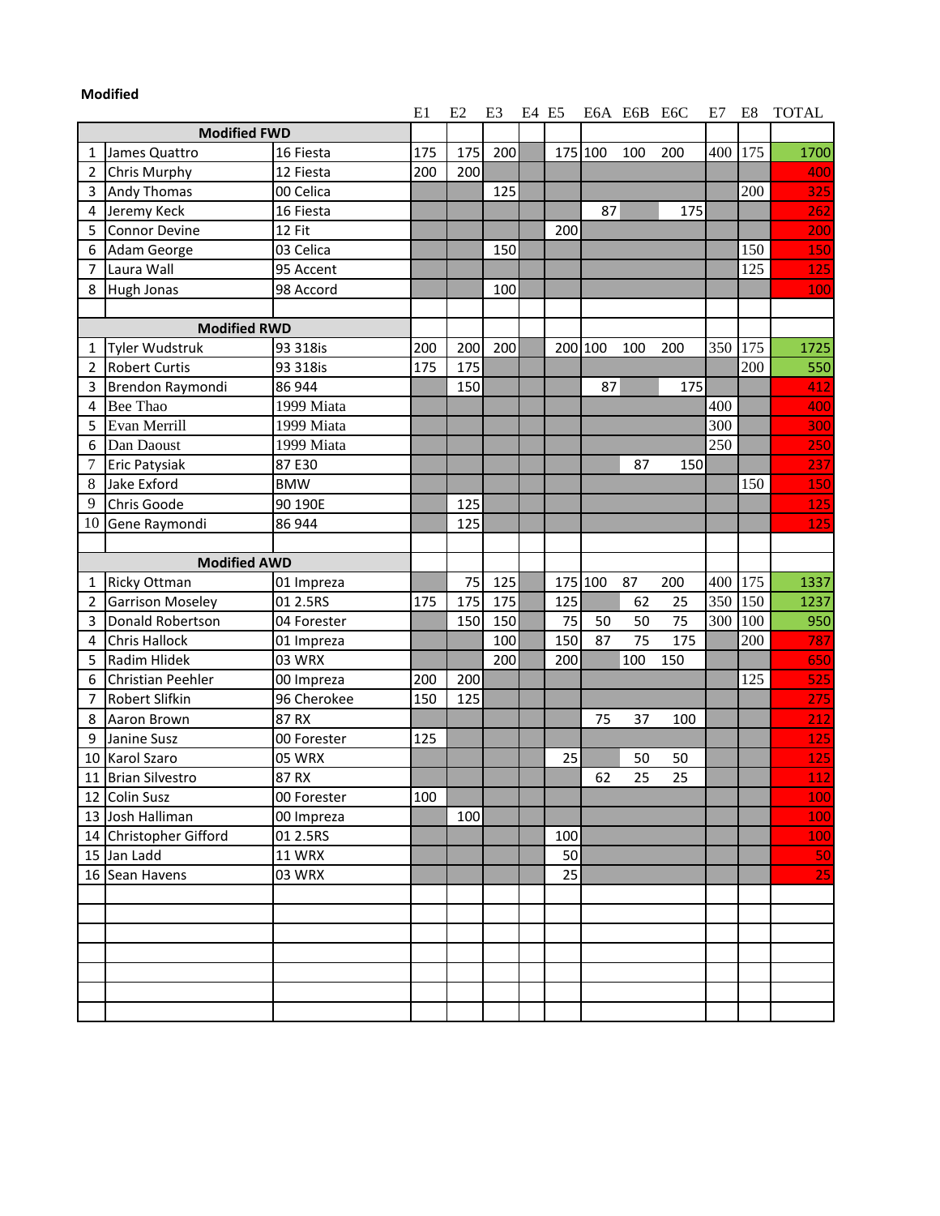**Modified**

| | | | E1 | E2 | E3 | E4 | E5 | E6A | E6B | E6C | E7 | E8 | TOTAL |
|---|---|---|---|---|---|---|---|---|---|---|---|---|---|
| **Modified FWD** | | | | | | | | | | | | | |
| 1 | James Quattro | 16 Fiesta | 175 | 175 | 200 | | 175 | 100 | 100 | 200 | 400 | 175 | 1700 |
| 2 | Chris Murphy | 12 Fiesta | 200 | 200 | | | | | | | | | 400 |
| 3 | Andy Thomas | 00 Celica | | | 125 | | | | | | | 200 | 325 |
| 4 | Jeremy Keck | 16 Fiesta | | | | | | 87 | | 175 | | | 262 |
| 5 | Connor Devine | 12 Fit | | | | | 200 | | | | | | 200 |
| 6 | Adam George | 03 Celica | | | 150 | | | | | | | 150 | 150 |
| 7 | Laura Wall | 95 Accent | | | | | | | | | | 125 | 125 |
| 8 | Hugh Jonas | 98 Accord | | | 100 | | | | | | | | 100 |
| | | | | | | | | | | | | | |
| **Modified RWD** | | | | | | | | | | | | | |
| 1 | Tyler Wudstruk | 93 318is | 200 | 200 | 200 | | 200 | 100 | 100 | 200 | 350 | 175 | 1725 |
| 2 | Robert Curtis | 93 318is | 175 | 175 | | | | | | | | 200 | 550 |
| 3 | Brendon Raymondi | 86 944 | | 150 | | | | 87 | | 175 | | | 412 |
| 4 | Bee Thao | 1999 Miata | | | | | | | | | 400 | | 400 |
| 5 | Evan Merrill | 1999 Miata | | | | | | | | | 300 | | 300 |
| 6 | Dan Daoust | 1999 Miata | | | | | | | | | 250 | | 250 |
| 7 | Eric Patysiak | 87 E30 | | | | | | | 87 | 150 | | | 237 |
| 8 | Jake Exford | BMW | | | | | | | | | | 150 | 150 |
| 9 | Chris Goode | 90 190E | | 125 | | | | | | | | | 125 |
| 10 | Gene Raymondi | 86 944 | | 125 | | | | | | | | | 125 |
| | | | | | | | | | | | | | |
| **Modified AWD** | | | | | | | | | | | | | |
| 1 | Ricky Ottman | 01 Impreza | | 75 | 125 | | 175 | 100 | 87 | 200 | 400 | 175 | 1337 |
| 2 | Garrison Moseley | 01 2.5RS | 175 | 175 | 175 | | 125 | | 62 | 25 | 350 | 150 | 1237 |
| 3 | Donald Robertson | 04 Forester | | 150 | 150 | | 75 | 50 | 50 | 75 | 300 | 100 | 950 |
| 4 | Chris Hallock | 01 Impreza | | | 100 | | 150 | 87 | 75 | 175 | | 200 | 787 |
| 5 | Radim Hlidek | 03 WRX | | | 200 | | 200 | | 100 | 150 | | | 650 |
| 6 | Christian Peehler | 00 Impreza | 200 | 200 | | | | | | | | 125 | 525 |
| 7 | Robert Slifkin | 96 Cherokee | 150 | 125 | | | | | | | | | 275 |
| 8 | Aaron Brown | 87 RX | | | | | | 75 | 37 | 100 | | | 212 |
| 9 | Janine Susz | 00 Forester | 125 | | | | | | | | | | 125 |
| 10 | Karol Szaro | 05 WRX | | | | | 25 | | 50 | 50 | | | 125 |
| 11 | Brian Silvestro | 87 RX | | | | | | 62 | 25 | 25 | | | 112 |
| 12 | Colin Susz | 00 Forester | 100 | | | | | | | | | | 100 |
| 13 | Josh Halliman | 00 Impreza | | 100 | | | | | | | | | 100 |
| 14 | Christopher Gifford | 01 2.5RS | | | | | 100 | | | | | | 100 |
| 15 | Jan Ladd | 11 WRX | | | | | 50 | | | | | | 50 |
| 16 | Sean Havens | 03 WRX | | | | | 25 | | | | | | 25 |